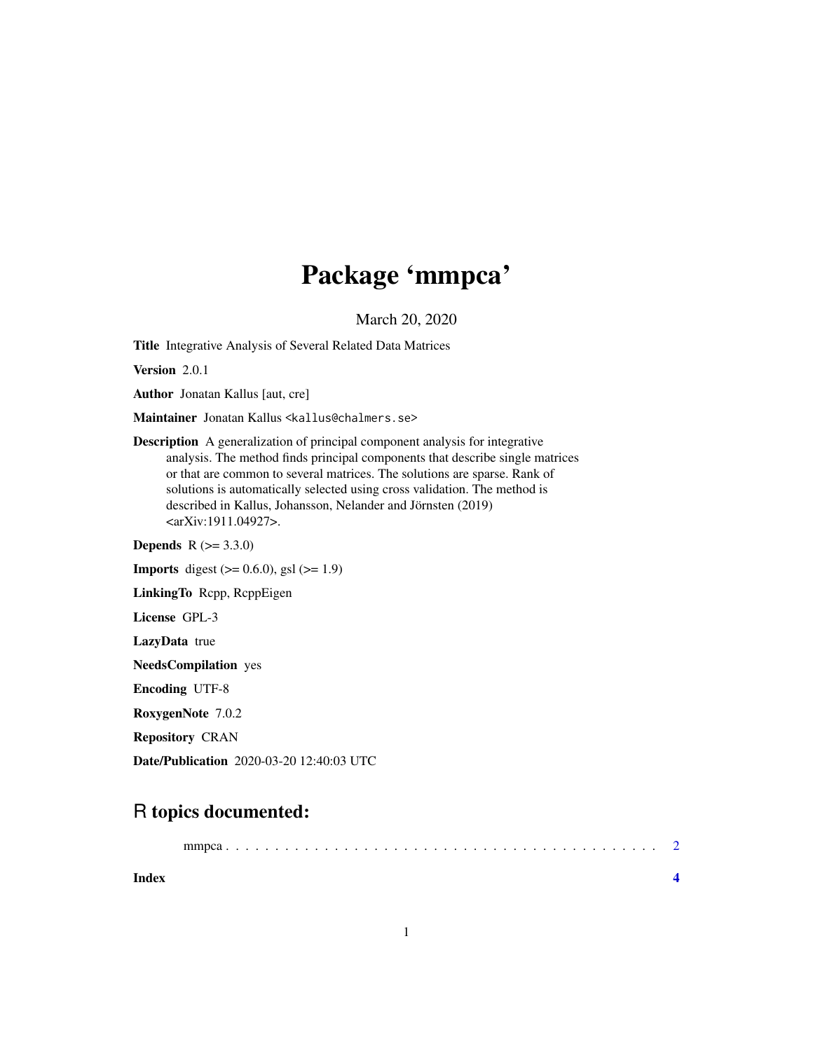# Package 'mmpca'

March 20, 2020

**Title** Integrative Analysis of Several Related Data Matrices

**Version** 2.0.1

**Author** Jonatan Kallus [aut, cre]

**Maintainer** Jonatan Kallus <kallus@chalmers.se>

**Description** A generalization of principal component analysis for integrative analysis. The method finds principal components that describe single matrices or that are common to several matrices. The solutions are sparse. Rank of solutions is automatically selected using cross validation. The method is described in Kallus, Johansson, Nelander and Jörnsten (2019) <arXiv:1911.04927>.

**Depends** R (>= 3.3.0)

**Imports** digest (>= 0.6.0), gsl (>= 1.9)

**LinkingTo** Rcpp, RcppEigen

**License** GPL-3

**LazyData** true

**NeedsCompilation** yes

**Encoding** UTF-8

**RoxygenNote** 7.0.2

**Repository** CRAN

**Date/Publication** 2020-03-20 12:40:03 UTC

## R topics documented:

mmpca . . . . . . . . . . . . . . . . . . . . . . . . . . . . . . . . . . . . . . . . . . . 2

**Index** **4**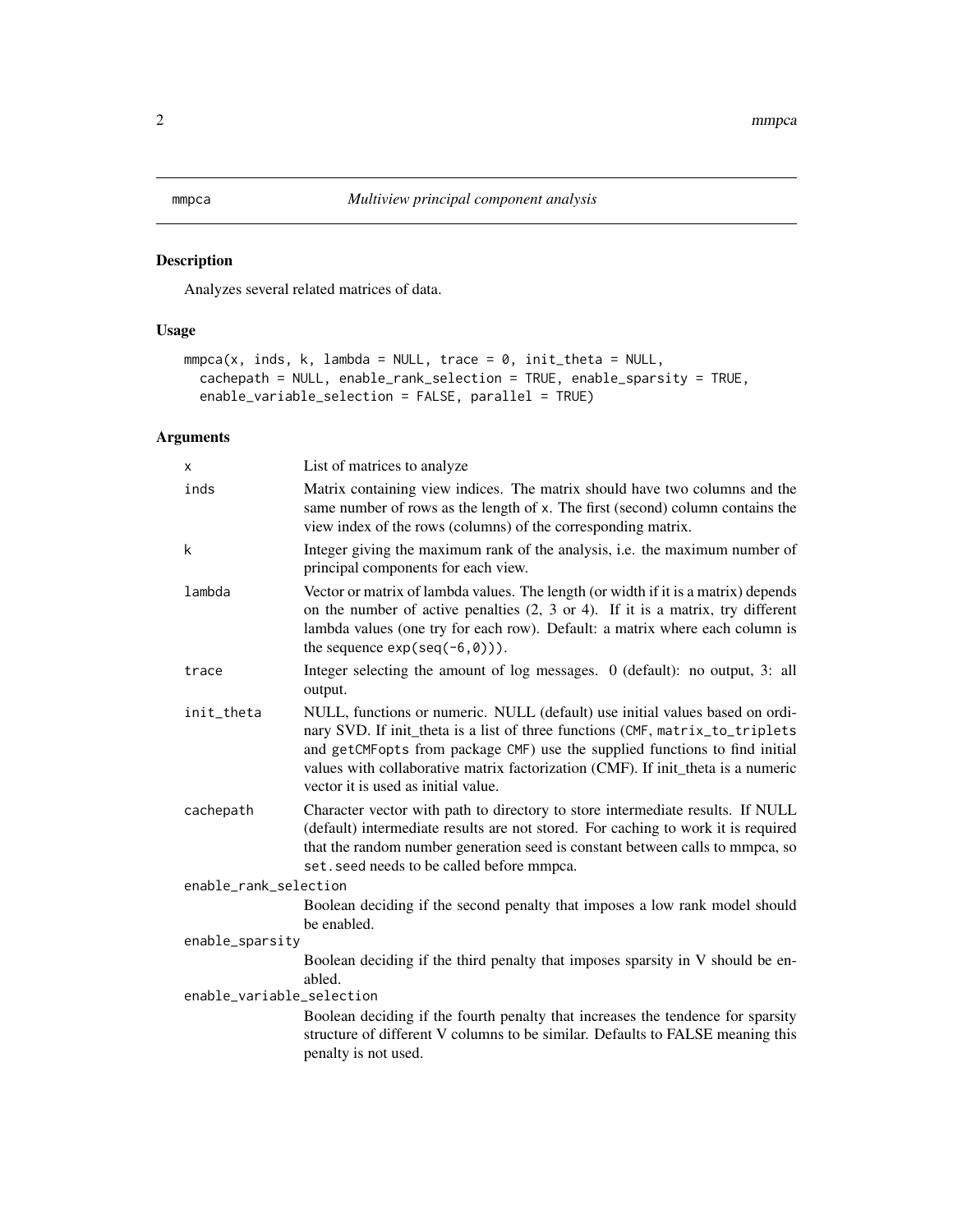# mmpca — *Multiview principal component analysis*

## Description

Analyzes several related matrices of data.

## Usage

```
mmpca(x, inds, k, lambda = NULL, trace = 0, init_theta = NULL,
  cachepath = NULL, enable_rank_selection = TRUE, enable_sparsity = TRUE,
  enable_variable_selection = FALSE, parallel = TRUE)
```

## Arguments

| Argument | Description |
|---|---|
| `x` | List of matrices to analyze |
| `inds` | Matrix containing view indices. The matrix should have two columns and the same number of rows as the length of `x`. The first (second) column contains the view index of the rows (columns) of the corresponding matrix. |
| `k` | Integer giving the maximum rank of the analysis, i.e. the maximum number of principal components for each view. |
| `lambda` | Vector or matrix of lambda values. The length (or width if it is a matrix) depends on the number of active penalties (2, 3 or 4). If it is a matrix, try different lambda values (one try for each row). Default: a matrix where each column is the sequence `exp(seq(-6,0))`. |
| `trace` | Integer selecting the amount of log messages. 0 (default): no output, 3: all output. |
| `init_theta` | NULL, functions or numeric. NULL (default) use initial values based on ordinary SVD. If init_theta is a list of three functions (`CMF`, `matrix_to_triplets` and `getCMFopts` from package `CMF`) use the supplied functions to find initial values with collaborative matrix factorization (CMF). If init_theta is a numeric vector it is used as initial value. |
| `cachepath` | Character vector with path to directory to store intermediate results. If NULL (default) intermediate results are not stored. For caching to work it is required that the random number generation seed is constant between calls to mmpca, so `set.seed` needs to be called before mmpca. |
| `enable_rank_selection` | Boolean deciding if the second penalty that imposes a low rank model should be enabled. |
| `enable_sparsity` | Boolean deciding if the third penalty that imposes sparsity in V should be enabled. |
| `enable_variable_selection` | Boolean deciding if the fourth penalty that increases the tendence for sparsity structure of different V columns to be similar. Defaults to FALSE meaning this penalty is not used. |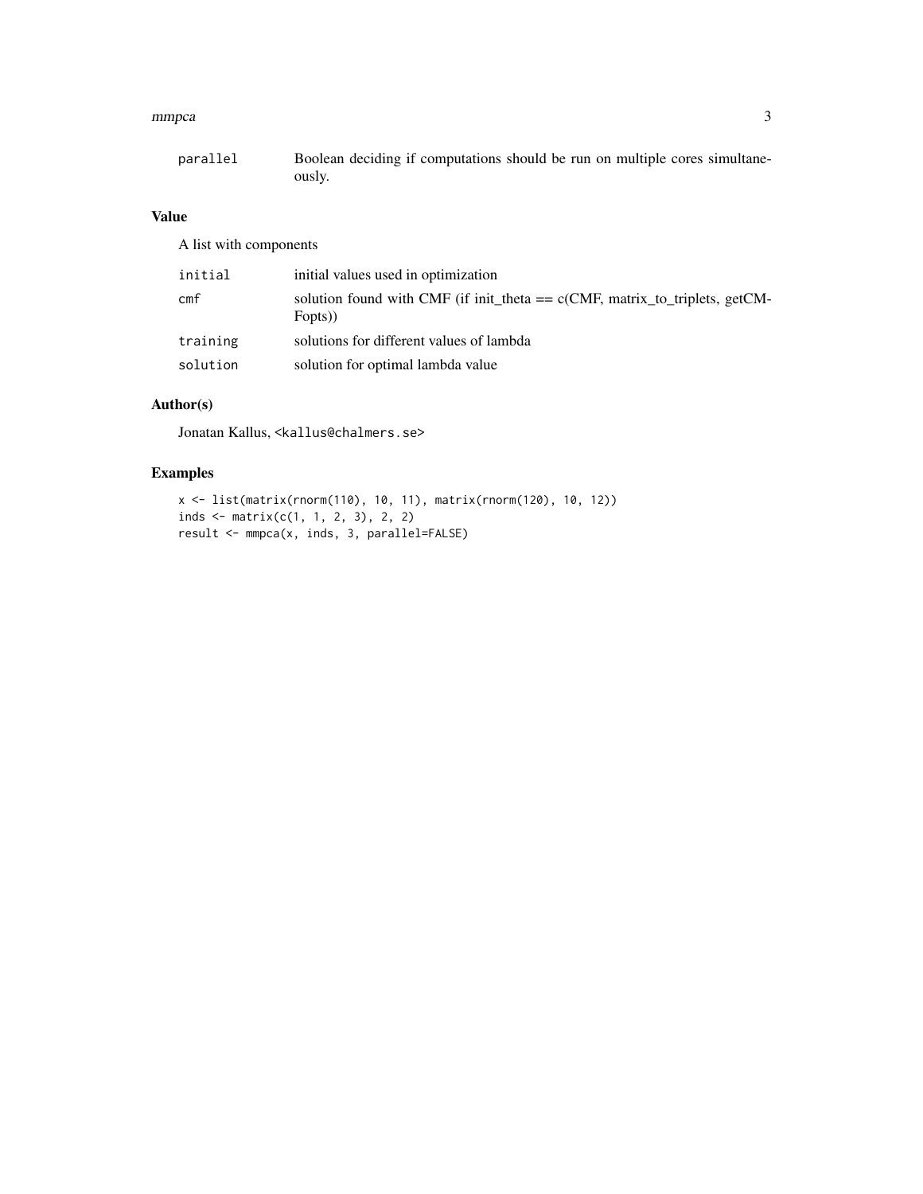| | |
|---|---|
| parallel | Boolean deciding if computations should be run on multiple cores simultaneously. |

## Value

A list with components

| | |
|---|---|
| initial | initial values used in optimization |
| cmf | solution found with CMF (if init_theta == c(CMF, matrix_to_triplets, getCMFopts)) |
| training | solutions for different values of lambda |
| solution | solution for optimal lambda value |

## Author(s)

Jonatan Kallus, <kallus@chalmers.se>

## Examples

```
x <- list(matrix(rnorm(110), 10, 11), matrix(rnorm(120), 10, 12))
inds <- matrix(c(1, 1, 2, 3), 2, 2)
result <- mmpca(x, inds, 3, parallel=FALSE)
```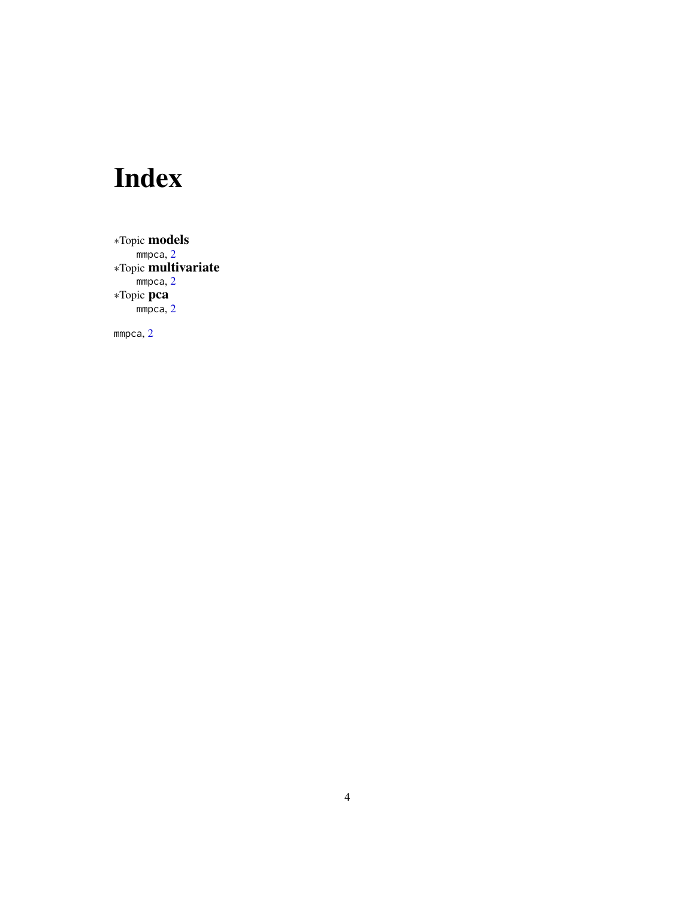# Index

∗Topic **models**
    mmpca, 2
∗Topic **multivariate**
    mmpca, 2
∗Topic **pca**
    mmpca, 2

mmpca, 2